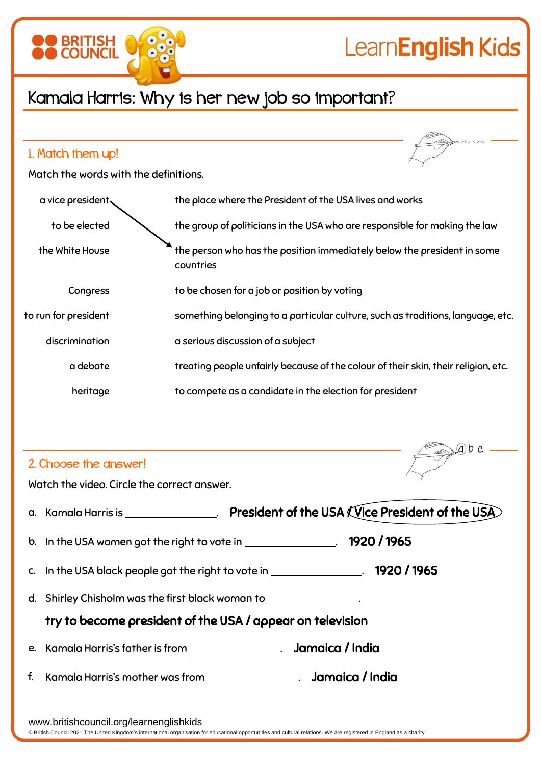# Kamala Harris: Why is her new job so important?

## 1. Match them up!

Match the words with the definitions.

| | |
|---|---|
| a vice president | the place where the President of the USA lives and works |
| to be elected | the group of politicians in the USA who are responsible for making the law |
| the White House | the person who has the position immediately below the president in some countries |
| Congress | to be chosen for a job or position by voting |
| to run for president | something belonging to a particular culture, such as traditions, language, etc. |
| discrimination | a serious discussion of a subject |
| a debate | treating people unfairly because of the colour of their skin, their religion, etc. |
| heritage | to compete as a candidate in the election for president |

## 2. Choose the answer!

Watch the video. Circle the correct answer.

a. Kamala Harris is ________________. **President of the USA / Vice President of the USA**

b. In the USA women got the right to vote in ________________. **1920 / 1965**

c. In the USA black people got the right to vote in ________________. **1920 / 1965**

d. Shirley Chisholm was the first black woman to ________________.
**try to become president of the USA / appear on television**

e. Kamala Harris's father is from ________________. **Jamaica / India**

f. Kamala Harris's mother was from ________________. **Jamaica / India**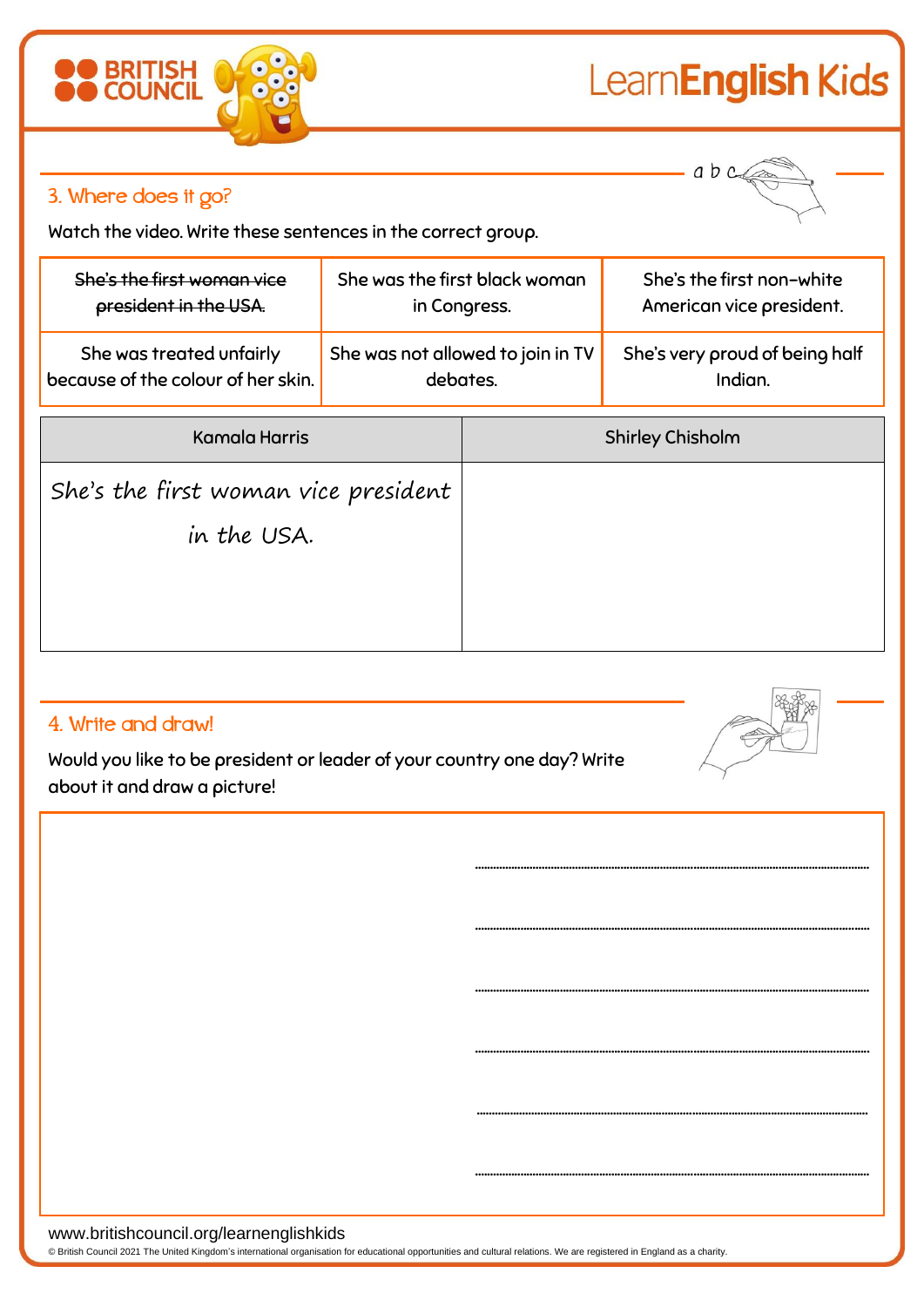## 3. Where does it go?

Watch the video. Write these sentences in the correct group.

| | | |
|---|---|---|
| ~~She's the first woman vice president in the USA.~~ | She was the first black woman in Congress. | She's the first non-white American vice president. |
| She was treated unfairly because of the colour of her skin. | She was not allowed to join in TV debates. | She's very proud of being half Indian. |

| Kamala Harris | Shirley Chisholm |
|---|---|
| *She's the first woman vice president in the USA.* | |

## 4. Write and draw!

Would you like to be president or leader of your country one day? Write about it and draw a picture!

www.britishcouncil.org/learnenglishkids

© British Council 2021 The United Kingdom's international organisation for educational opportunities and cultural relations. We are registered in England as a charity.